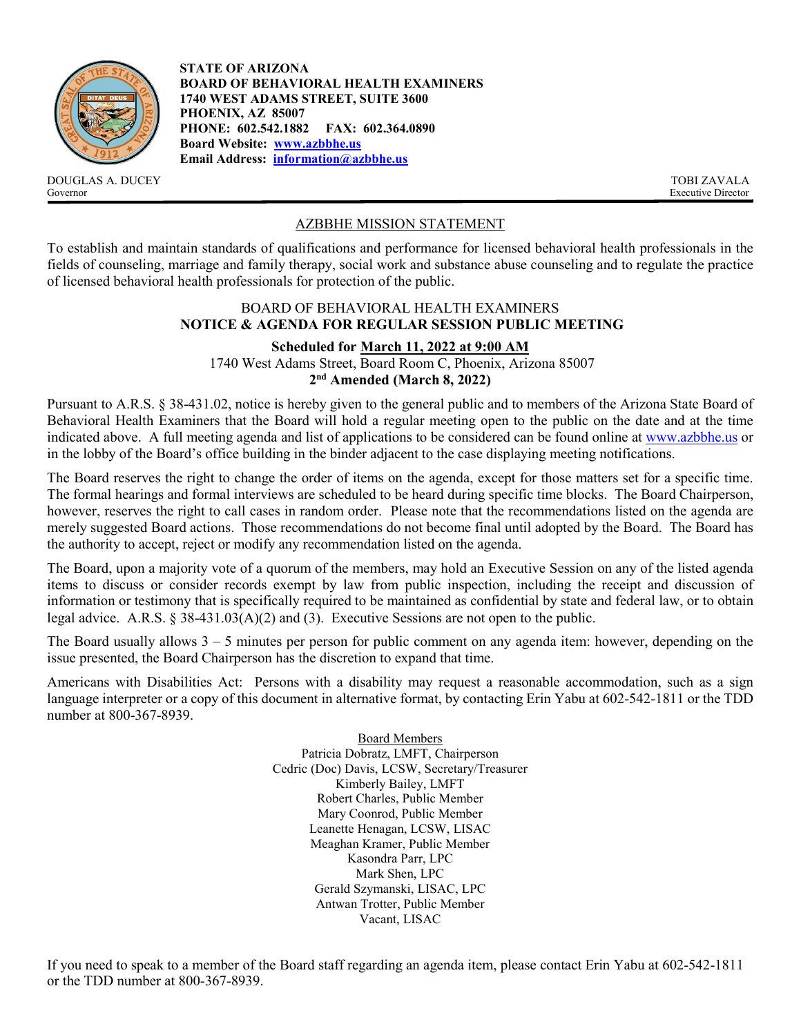**STATE OF ARIZONA**
**BOARD OF BEHAVIORAL HEALTH EXAMINERS**
**1740 WEST ADAMS STREET, SUITE 3600**
**PHOENIX, AZ 85007**
**PHONE: 602.542.1882 FAX: 602.364.0890**
**Board Website: [www.azbbhe.us](http://www.azbbhe.us)**
**Email Address: [information@azbbhe.us](mailto:information@azbbhe.us)**

DOUGLAS A. DUCEY
Governor

TOBI ZAVALA
Executive Director

## AZBBHE MISSION STATEMENT

To establish and maintain standards of qualifications and performance for licensed behavioral health professionals in the fields of counseling, marriage and family therapy, social work and substance abuse counseling and to regulate the practice of licensed behavioral health professionals for protection of the public.

## BOARD OF BEHAVIORAL HEALTH EXAMINERS
## NOTICE & AGENDA FOR REGULAR SESSION PUBLIC MEETING

**Scheduled for March 11, 2022 at 9:00 AM**
1740 West Adams Street, Board Room C, Phoenix, Arizona 85007
**2nd Amended (March 8, 2022)**

Pursuant to A.R.S. § 38-431.02, notice is hereby given to the general public and to members of the Arizona State Board of Behavioral Health Examiners that the Board will hold a regular meeting open to the public on the date and at the time indicated above. A full meeting agenda and list of applications to be considered can be found online at [www.azbbhe.us](http://www.azbbhe.us) or in the lobby of the Board's office building in the binder adjacent to the case displaying meeting notifications.

The Board reserves the right to change the order of items on the agenda, except for those matters set for a specific time. The formal hearings and formal interviews are scheduled to be heard during specific time blocks. The Board Chairperson, however, reserves the right to call cases in random order. Please note that the recommendations listed on the agenda are merely suggested Board actions. Those recommendations do not become final until adopted by the Board. The Board has the authority to accept, reject or modify any recommendation listed on the agenda.

The Board, upon a majority vote of a quorum of the members, may hold an Executive Session on any of the listed agenda items to discuss or consider records exempt by law from public inspection, including the receipt and discussion of information or testimony that is specifically required to be maintained as confidential by state and federal law, or to obtain legal advice. A.R.S. § 38-431.03(A)(2) and (3). Executive Sessions are not open to the public.

The Board usually allows 3 – 5 minutes per person for public comment on any agenda item: however, depending on the issue presented, the Board Chairperson has the discretion to expand that time.

Americans with Disabilities Act: Persons with a disability may request a reasonable accommodation, such as a sign language interpreter or a copy of this document in alternative format, by contacting Erin Yabu at 602-542-1811 or the TDD number at 800-367-8939.

Board Members
Patricia Dobratz, LMFT, Chairperson
Cedric (Doc) Davis, LCSW, Secretary/Treasurer
Kimberly Bailey, LMFT
Robert Charles, Public Member
Mary Coonrod, Public Member
Leanette Henagan, LCSW, LISAC
Meaghan Kramer, Public Member
Kasondra Parr, LPC
Mark Shen, LPC
Gerald Szymanski, LISAC, LPC
Antwan Trotter, Public Member
Vacant, LISAC

If you need to speak to a member of the Board staff regarding an agenda item, please contact Erin Yabu at 602-542-1811 or the TDD number at 800-367-8939.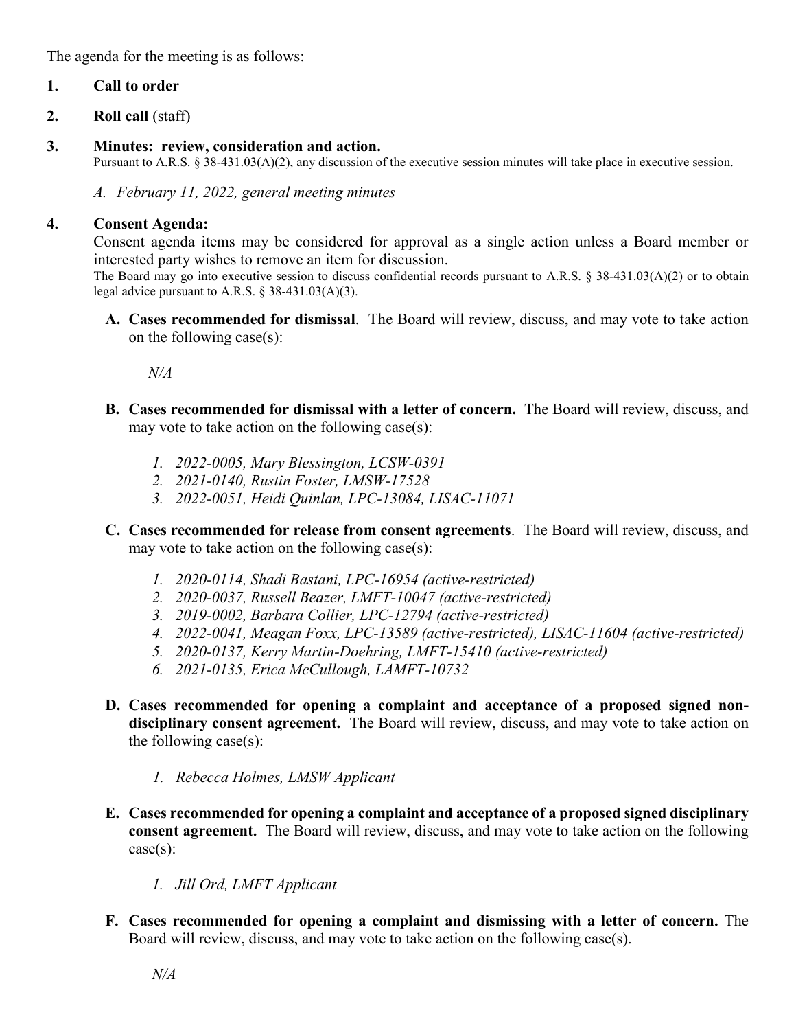The agenda for the meeting is as follows:

1. **Call to order**

2. **Roll call** (staff)

3. **Minutes: review, consideration and action.**
   Pursuant to A.R.S. § 38-431.03(A)(2), any discussion of the executive session minutes will take place in executive session.

   *A. February 11, 2022, general meeting minutes*

4. **Consent Agenda:**
   Consent agenda items may be considered for approval as a single action unless a Board member or interested party wishes to remove an item for discussion.
   The Board may go into executive session to discuss confidential records pursuant to A.R.S. § 38-431.03(A)(2) or to obtain legal advice pursuant to A.R.S. § 38-431.03(A)(3).

   **A. Cases recommended for dismissal**. The Board will review, discuss, and may vote to take action on the following case(s):

      *N/A*

   **B. Cases recommended for dismissal with a letter of concern.** The Board will review, discuss, and may vote to take action on the following case(s):

      1. *2022-0005, Mary Blessington, LCSW-0391*
      2. *2021-0140, Rustin Foster, LMSW-17528*
      3. *2022-0051, Heidi Quinlan, LPC-13084, LISAC-11071*

   **C. Cases recommended for release from consent agreements**. The Board will review, discuss, and may vote to take action on the following case(s):

      1. *2020-0114, Shadi Bastani, LPC-16954 (active-restricted)*
      2. *2020-0037, Russell Beazer, LMFT-10047 (active-restricted)*
      3. *2019-0002, Barbara Collier, LPC-12794 (active-restricted)*
      4. *2022-0041, Meagan Foxx, LPC-13589 (active-restricted), LISAC-11604 (active-restricted)*
      5. *2020-0137, Kerry Martin-Doehring, LMFT-15410 (active-restricted)*
      6. *2021-0135, Erica McCullough, LAMFT-10732*

   **D. Cases recommended for opening a complaint and acceptance of a proposed signed non-disciplinary consent agreement.** The Board will review, discuss, and may vote to take action on the following case(s):

      1. *Rebecca Holmes, LMSW Applicant*

   **E. Cases recommended for opening a complaint and acceptance of a proposed signed disciplinary consent agreement.** The Board will review, discuss, and may vote to take action on the following case(s):

      1. *Jill Ord, LMFT Applicant*

   **F. Cases recommended for opening a complaint and dismissing with a letter of concern.** The Board will review, discuss, and may vote to take action on the following case(s).

      *N/A*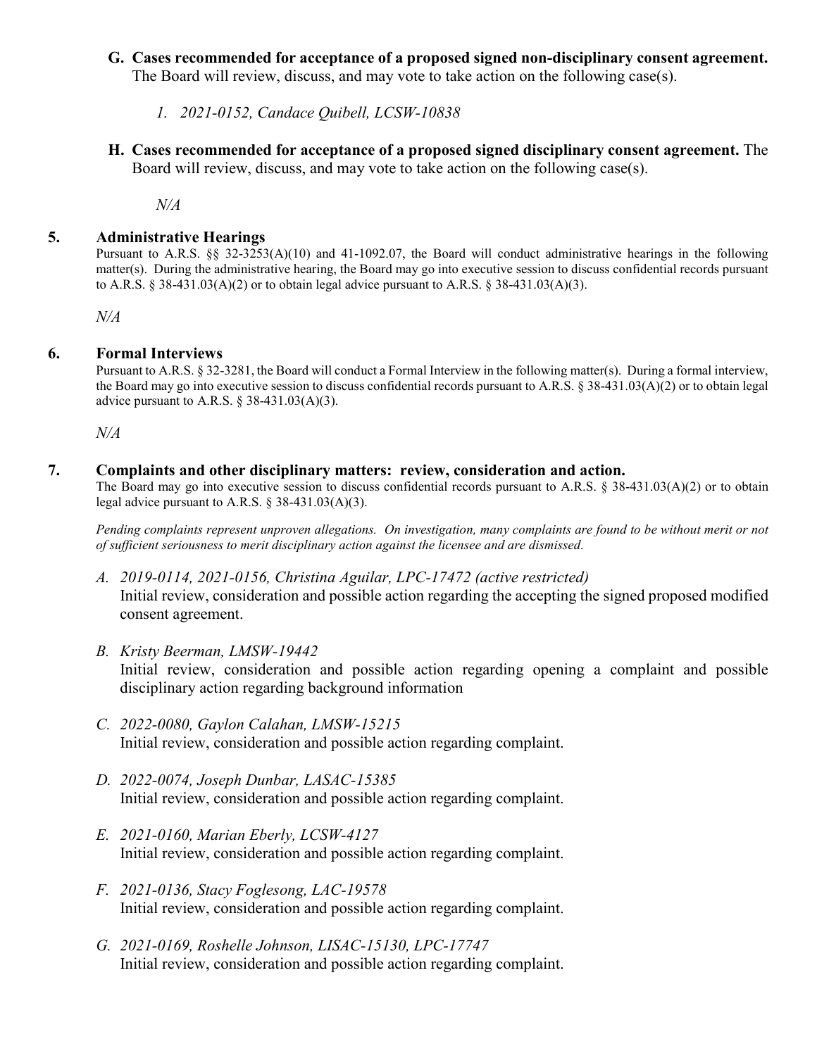G. **Cases recommended for acceptance of a proposed signed non-disciplinary consent agreement.** The Board will review, discuss, and may vote to take action on the following case(s).

   1. *2021-0152, Candace Quibell, LCSW-10838*

H. **Cases recommended for acceptance of a proposed signed disciplinary consent agreement.** The Board will review, discuss, and may vote to take action on the following case(s).

   *N/A*

## 5. Administrative Hearings

Pursuant to A.R.S. §§ 32-3253(A)(10) and 41-1092.07, the Board will conduct administrative hearings in the following matter(s). During the administrative hearing, the Board may go into executive session to discuss confidential records pursuant to A.R.S. § 38-431.03(A)(2) or to obtain legal advice pursuant to A.R.S. § 38-431.03(A)(3).

*N/A*

## 6. Formal Interviews

Pursuant to A.R.S. § 32-3281, the Board will conduct a Formal Interview in the following matter(s). During a formal interview, the Board may go into executive session to discuss confidential records pursuant to A.R.S. § 38-431.03(A)(2) or to obtain legal advice pursuant to A.R.S. § 38-431.03(A)(3).

*N/A*

## 7. Complaints and other disciplinary matters: review, consideration and action.

The Board may go into executive session to discuss confidential records pursuant to A.R.S. § 38-431.03(A)(2) or to obtain legal advice pursuant to A.R.S. § 38-431.03(A)(3).

*Pending complaints represent unproven allegations. On investigation, many complaints are found to be without merit or not of sufficient seriousness to merit disciplinary action against the licensee and are dismissed.*

A. *2019-0114, 2021-0156, Christina Aguilar, LPC-17472 (active restricted)*
   Initial review, consideration and possible action regarding the accepting the signed proposed modified consent agreement.

B. *Kristy Beerman, LMSW-19442*
   Initial review, consideration and possible action regarding opening a complaint and possible disciplinary action regarding background information

C. *2022-0080, Gaylon Calahan, LMSW-15215*
   Initial review, consideration and possible action regarding complaint.

D. *2022-0074, Joseph Dunbar, LASAC-15385*
   Initial review, consideration and possible action regarding complaint.

E. *2021-0160, Marian Eberly, LCSW-4127*
   Initial review, consideration and possible action regarding complaint.

F. *2021-0136, Stacy Foglesong, LAC-19578*
   Initial review, consideration and possible action regarding complaint.

G. *2021-0169, Roshelle Johnson, LISAC-15130, LPC-17747*
   Initial review, consideration and possible action regarding complaint.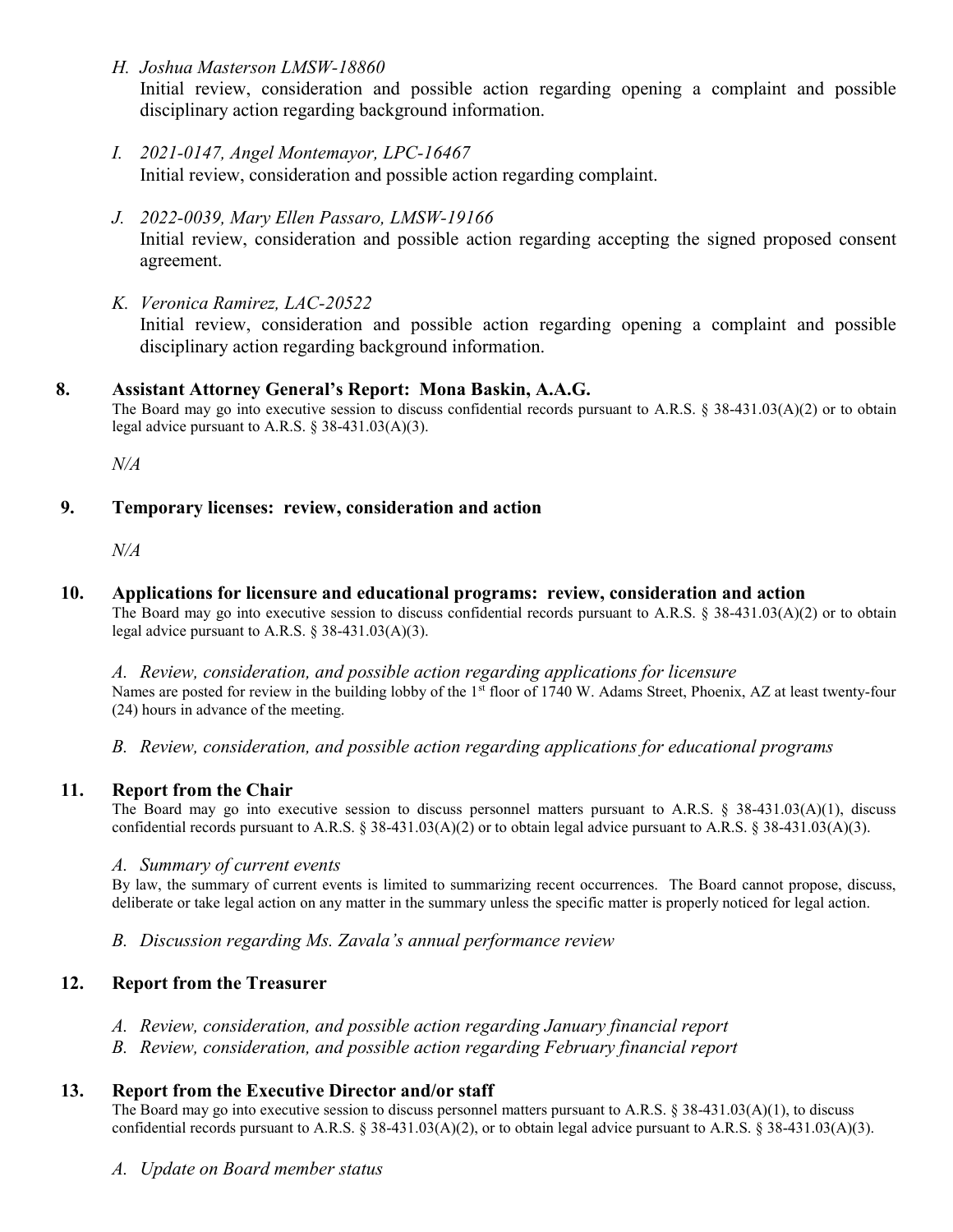*H. Joshua Masterson LMSW-18860*

Initial review, consideration and possible action regarding opening a complaint and possible disciplinary action regarding background information.

*I. 2021-0147, Angel Montemayor, LPC-16467*

Initial review, consideration and possible action regarding complaint.

*J. 2022-0039, Mary Ellen Passaro, LMSW-19166*

Initial review, consideration and possible action regarding accepting the signed proposed consent agreement.

*K. Veronica Ramirez, LAC-20522*

Initial review, consideration and possible action regarding opening a complaint and possible disciplinary action regarding background information.

**8. Assistant Attorney General's Report: Mona Baskin, A.A.G.**

The Board may go into executive session to discuss confidential records pursuant to A.R.S. § 38-431.03(A)(2) or to obtain legal advice pursuant to A.R.S. § 38-431.03(A)(3).

*N/A*

**9. Temporary licenses: review, consideration and action**

*N/A*

**10. Applications for licensure and educational programs: review, consideration and action**

The Board may go into executive session to discuss confidential records pursuant to A.R.S. § 38-431.03(A)(2) or to obtain legal advice pursuant to A.R.S. § 38-431.03(A)(3).

*A. Review, consideration, and possible action regarding applications for licensure*

Names are posted for review in the building lobby of the 1st floor of 1740 W. Adams Street, Phoenix, AZ at least twenty-four (24) hours in advance of the meeting.

*B. Review, consideration, and possible action regarding applications for educational programs*

**11. Report from the Chair**

The Board may go into executive session to discuss personnel matters pursuant to A.R.S. § 38-431.03(A)(1), discuss confidential records pursuant to A.R.S. § 38-431.03(A)(2) or to obtain legal advice pursuant to A.R.S. § 38-431.03(A)(3).

*A. Summary of current events*

By law, the summary of current events is limited to summarizing recent occurrences. The Board cannot propose, discuss, deliberate or take legal action on any matter in the summary unless the specific matter is properly noticed for legal action.

*B. Discussion regarding Ms. Zavala's annual performance review*

**12. Report from the Treasurer**

*A. Review, consideration, and possible action regarding January financial report*

*B. Review, consideration, and possible action regarding February financial report*

**13. Report from the Executive Director and/or staff**

The Board may go into executive session to discuss personnel matters pursuant to A.R.S. § 38-431.03(A)(1), to discuss confidential records pursuant to A.R.S. § 38-431.03(A)(2), or to obtain legal advice pursuant to A.R.S. § 38-431.03(A)(3).

*A. Update on Board member status*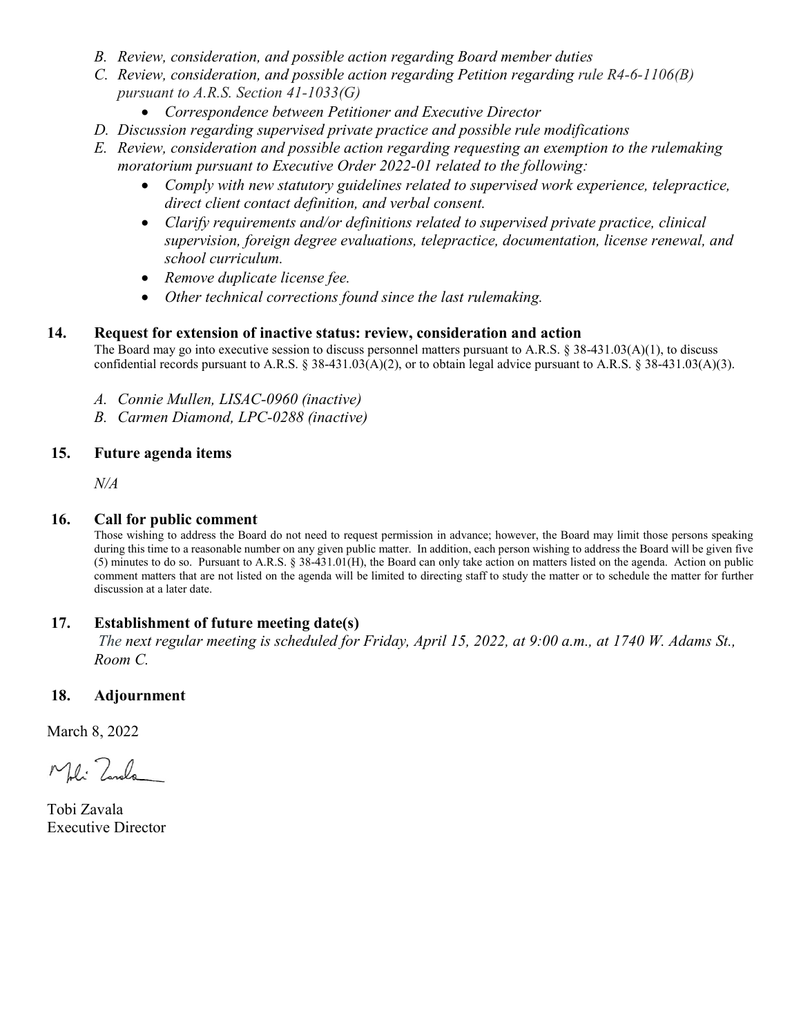*B. Review, consideration, and possible action regarding Board member duties*

*C. Review, consideration, and possible action regarding Petition regarding rule R4-6-1106(B) pursuant to A.R.S. Section 41-1033(G)*

- *Correspondence between Petitioner and Executive Director*

*D. Discussion regarding supervised private practice and possible rule modifications*

*E. Review, consideration and possible action regarding requesting an exemption to the rulemaking moratorium pursuant to Executive Order 2022-01 related to the following:*

- *Comply with new statutory guidelines related to supervised work experience, telepractice, direct client contact definition, and verbal consent.*
- *Clarify requirements and/or definitions related to supervised private practice, clinical supervision, foreign degree evaluations, telepractice, documentation, license renewal, and school curriculum.*
- *Remove duplicate license fee.*
- *Other technical corrections found since the last rulemaking.*

## 14. Request for extension of inactive status: review, consideration and action

The Board may go into executive session to discuss personnel matters pursuant to A.R.S. § 38-431.03(A)(1), to discuss confidential records pursuant to A.R.S. § 38-431.03(A)(2), or to obtain legal advice pursuant to A.R.S. § 38-431.03(A)(3).

*A. Connie Mullen, LISAC-0960 (inactive)*

*B. Carmen Diamond, LPC-0288 (inactive)*

## 15. Future agenda items

*N/A*

## 16. Call for public comment

Those wishing to address the Board do not need to request permission in advance; however, the Board may limit those persons speaking during this time to a reasonable number on any given public matter. In addition, each person wishing to address the Board will be given five (5) minutes to do so. Pursuant to A.R.S. § 38-431.01(H), the Board can only take action on matters listed on the agenda. Action on public comment matters that are not listed on the agenda will be limited to directing staff to study the matter or to schedule the matter for further discussion at a later date.

## 17. Establishment of future meeting date(s)

*The next regular meeting is scheduled for Friday, April 15, 2022, at 9:00 a.m., at 1740 W. Adams St., Room C.*

## 18. Adjournment

March 8, 2022

Tobi Zavala
Executive Director